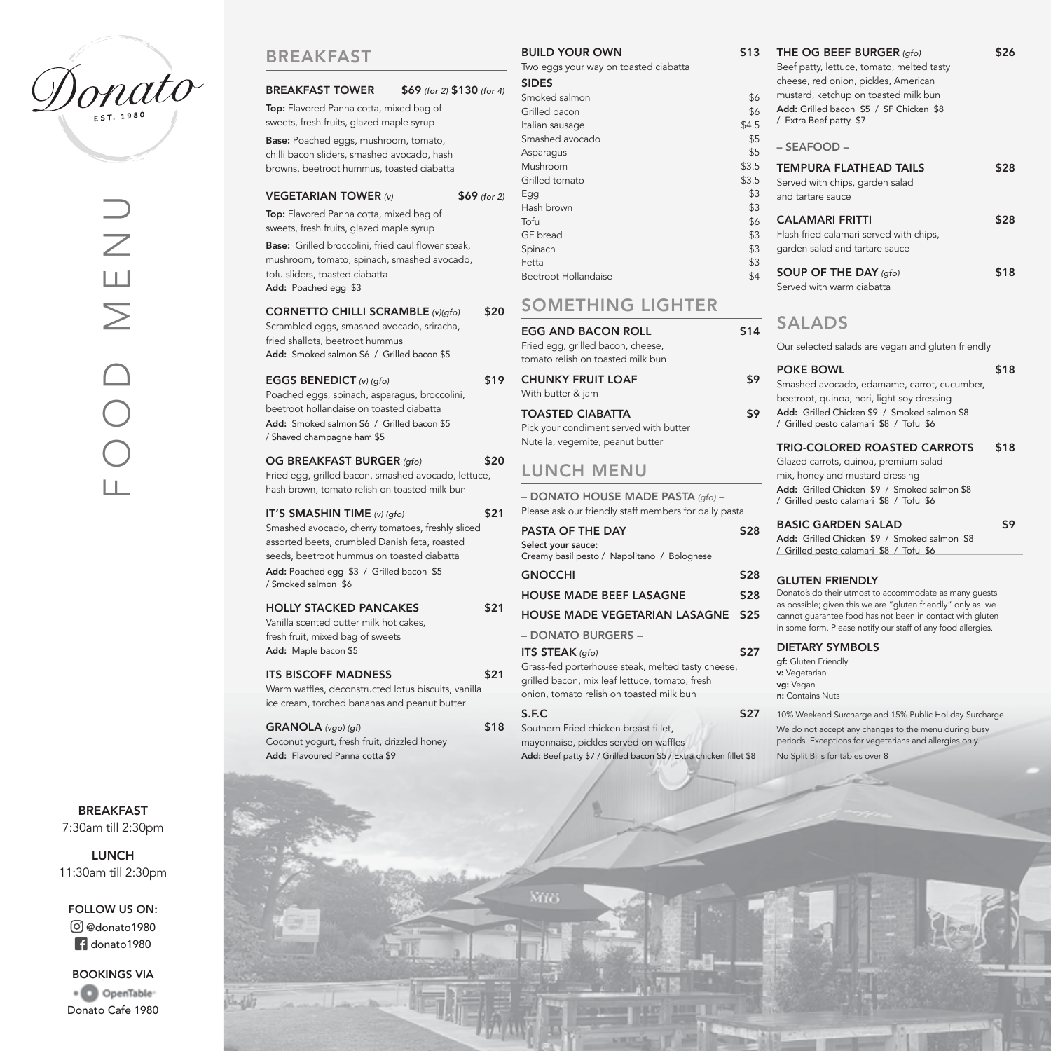# Donato

EST. 1980

FOOD MENU

**BREAKFAST**
7:30am till 2:30pm

**LUNCH**
11:30am till 2:30pm

**FOLLOW US ON:**
@donato1980
donato1980

**BOOKINGS VIA**
OpenTable
Donato Cafe 1980

## BREAKFAST

**BREAKFAST TOWER** — $69 *(for 2)* $130 *(for 4)*

**Top:** Flavored Panna cotta, mixed bag of sweets, fresh fruits, glazed maple syrup

**Base:** Poached eggs, mushroom, tomato, chilli bacon sliders, smashed avocado, hash browns, beetroot hummus, toasted ciabatta

**VEGETARIAN TOWER** *(v)* — $69 *(for 2)*

**Top:** Flavored Panna cotta, mixed bag of sweets, fresh fruits, glazed maple syrup

**Base:** Grilled broccolini, fried cauliflower steak, mushroom, tomato, spinach, smashed avocado, tofu sliders, toasted ciabatta

**Add:** Poached egg $3

**CORNETTO CHILLI SCRAMBLE** *(v)(gfo)* — $20

Scrambled eggs, smashed avocado, sriracha, fried shallots, beetroot hummus

**Add:** Smoked salmon $6 / Grilled bacon $5

**EGGS BENEDICT** *(v) (gfo)* — $19

Poached eggs, spinach, asparagus, broccolini, beetroot hollandaise on toasted ciabatta

**Add:** Smoked salmon $6 / Grilled bacon $5 / Shaved champagne ham $5

**OG BREAKFAST BURGER** *(gfo)* — $20

Fried egg, grilled bacon, smashed avocado, lettuce, hash brown, tomato relish on toasted milk bun

**IT'S SMASHIN TIME** *(v) (gfo)* — $21

Smashed avocado, cherry tomatoes, freshly sliced assorted beets, crumbled Danish feta, roasted seeds, beetroot hummus on toasted ciabatta

**Add:** Poached egg $3 / Grilled bacon $5 / Smoked salmon $6

**HOLLY STACKED PANCAKES** — $21

Vanilla scented butter milk hot cakes, fresh fruit, mixed bag of sweets

**Add:** Maple bacon $5

**ITS BISCOFF MADNESS** — $21

Warm waffles, deconstructed lotus biscuits, vanilla ice cream, torched bananas and peanut butter

**GRANOLA** *(vgo) (gf)* — $18

Coconut yogurt, fresh fruit, drizzled honey

**Add:** Flavoured Panna cotta $9

**BUILD YOUR OWN** — $13

Two eggs your way on toasted ciabatta

**SIDES**

| Item | Price |
|---|---|
| Smoked salmon | $6 |
| Grilled bacon | $6 |
| Italian sausage | $4.5 |
| Smashed avocado | $5 |
| Asparagus | $5 |
| Mushroom | $3.5 |
| Grilled tomato | $3.5 |
| Egg | $3 |
| Hash brown | $3 |
| Tofu | $6 |
| GF bread | $3 |
| Spinach | $3 |
| Fetta | $3 |
| Beetroot Hollandaise | $4 |

## SOMETHING LIGHTER

**EGG AND BACON ROLL** — $14

Fried egg, grilled bacon, cheese, tomato relish on toasted milk bun

**CHUNKY FRUIT LOAF** — $9

With butter & jam

**TOASTED CIABATTA** — $9

Pick your condiment served with butter Nutella, vegemite, peanut butter

## LUNCH MENU

– **DONATO HOUSE MADE PASTA** *(gfo)* –

Please ask our friendly staff members for daily pasta

**PASTA OF THE DAY** — $28

**Select your sauce:**
Creamy basil pesto / Napolitano / Bolognese

**GNOCCHI** — $28

**HOUSE MADE BEEF LASAGNE** — $28

**HOUSE MADE VEGETARIAN LASAGNE** — $25

– **DONATO BURGERS** –

**ITS STEAK** *(gfo)* — $27

Grass-fed porterhouse steak, melted tasty cheese, grilled bacon, mix leaf lettuce, tomato, fresh onion, tomato relish on toasted milk bun

**S.F.C** — $27

Southern Fried chicken breast fillet, mayonnaise, pickles served on waffles

**Add:** Beef patty $7 / Grilled bacon $5 / Extra chicken fillet $8

**THE OG BEEF BURGER** *(gfo)* — $26

Beef patty, lettuce, tomato, melted tasty cheese, red onion, pickles, American mustard, ketchup on toasted milk bun

**Add:** Grilled bacon $5 / SF Chicken $8 / Extra Beef patty $7

– **SEAFOOD** –

**TEMPURA FLATHEAD TAILS** — $28

Served with chips, garden salad and tartare sauce

**CALAMARI FRITTI** — $28

Flash fried calamari served with chips, garden salad and tartare sauce

**SOUP OF THE DAY** *(gfo)* — $18

Served with warm ciabatta

## SALADS

Our selected salads are vegan and gluten friendly

**POKE BOWL** — $18

Smashed avocado, edamame, carrot, cucumber, beetroot, quinoa, nori, light soy dressing

**Add:** Grilled Chicken $9 / Smoked salmon $8 / Grilled pesto calamari $8 / Tofu $6

**TRIO-COLORED ROASTED CARROTS** — $18

Glazed carrots, quinoa, premium salad mix, honey and mustard dressing

**Add:** Grilled Chicken $9 / Smoked salmon $8 / Grilled pesto calamari $8 / Tofu $6

**BASIC GARDEN SALAD** — $9

**Add:** Grilled Chicken $9 / Smoked salmon $8 / Grilled pesto calamari $8 / Tofu $6

**GLUTEN FRIENDLY**

Donato's do their utmost to accommodate as many guests as possible; given this we are "gluten friendly" only as we cannot guarantee food has not been in contact with gluten in some form. Please notify our staff of any food allergies.

**DIETARY SYMBOLS**

**gf:** Gluten Friendly
**v:** Vegetarian
**vg:** Vegan
**n:** Contains Nuts

10% Weekend Surcharge and 15% Public Holiday Surcharge

We do not accept any changes to the menu during busy periods. Exceptions for vegetarians and allergies only.

No Split Bills for tables over 8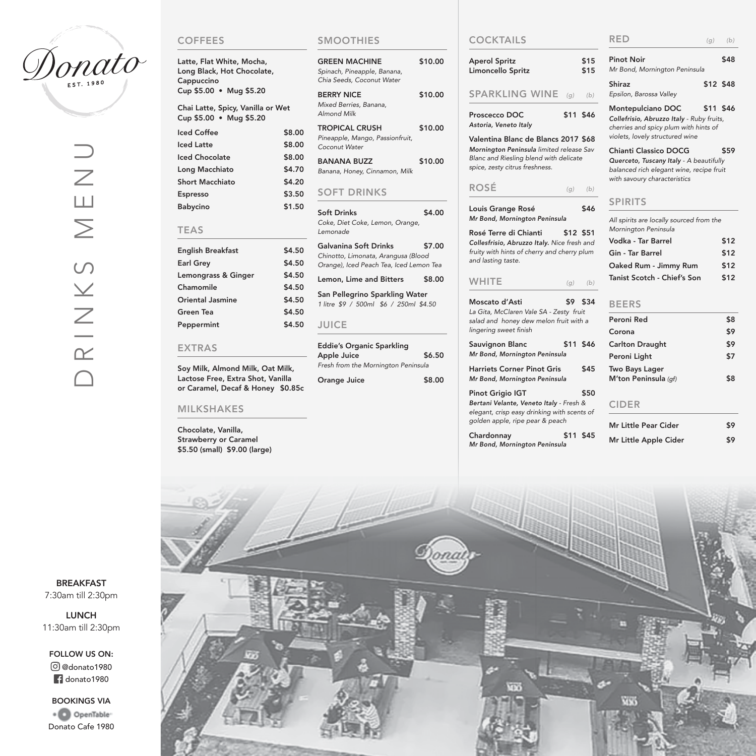# Donato

EST. 1980

DRINKS MENU

## COFFEES

Latte, Flat White, Mocha, Long Black, Hot Chocolate, Cappuccino
Cup $5.00 • Mug $5.20

Chai Latte, Spicy, Vanilla or Wet
Cup $5.00 • Mug $5.20

| | |
|---|---|
| Iced Coffee | $8.00 |
| Iced Latte | $8.00 |
| Iced Chocolate | $8.00 |
| Long Macchiato | $4.70 |
| Short Macchiato | $4.20 |
| Espresso | $3.50 |
| Babycino | $1.50 |

## TEAS

| | |
|---|---|
| English Breakfast | $4.50 |
| Earl Grey | $4.50 |
| Lemongrass & Ginger | $4.50 |
| Chamomile | $4.50 |
| Oriental Jasmine | $4.50 |
| Green Tea | $4.50 |
| Peppermint | $4.50 |

## EXTRAS

Soy Milk, Almond Milk, Oat Milk, Lactose Free, Extra Shot, Vanilla or Caramel, Decaf & Honey $0.85c

## MILKSHAKES

Chocolate, Vanilla, Strawberry or Caramel
$5.50 (small) $9.00 (large)

## SMOOTHIES

**GREEN MACHINE** $10.00
*Spinach, Pineapple, Banana, Chia Seeds, Coconut Water*

**BERRY NICE** $10.00
*Mixed Berries, Banana, Almond Milk*

**TROPICAL CRUSH** $10.00
*Pineapple, Mango, Passionfruit, Coconut Water*

**BANANA BUZZ** $10.00
*Banana, Honey, Cinnamon, Milk*

## SOFT DRINKS

**Soft Drinks** $4.00
*Coke, Diet Coke, Lemon, Orange, Lemonade*

**Galvanina Soft Drinks** $7.00
*Chinotto, Limonata, Arangusa (Blood Orange), Iced Peach Tea, Iced Lemon Tea*

**Lemon, Lime and Bitters** $8.00

**San Pellegrino Sparkling Water**
*1 litre $9 / 500ml $6 / 250ml $4.50*

## JUICE

**Eddie's Organic Sparkling Apple Juice** $6.50
*Fresh from the Mornington Peninsula*

**Orange Juice** $8.00

## COCKTAILS

| | |
|---|---|
| Aperol Spritz | $15 |
| Limoncello Spritz | $15 |

## SPARKLING WINE (g) (b)

**Proscecco DOC** $11 $46
*Astoria, Veneto Italy*

**Valentina Blanc de Blancs 2017** $68
*Mornington Peninsula limited release Sav Blanc and Riesling blend with delicate spice, zesty citrus freshness.*

## ROSÉ (g) (b)

**Louis Grange Rosé** $46
*Mr Bond, Mornington Peninsula*

**Rosé Terre di Chianti** $12 $51
*Collesfrisio, Abruzzo Italy. Nice fresh and fruity with hints of cherry and cherry plum and lasting taste.*

## WHITE (g) (b)

**Moscato d'Asti** $9 $34
*La Gita, McClaren Vale SA - Zesty fruit salad and honey dew melon fruit with a lingering sweet finish*

**Sauvignon Blanc** $11 $46
*Mr Bond, Mornington Peninsula*

**Harriets Corner Pinot Gris** $45
*Mr Bond, Mornington Peninsula*

**Pinot Grigio IGT** $50
*Bertani Velante, Veneto Italy - Fresh & elegant, crisp easy drinking with scents of golden apple, ripe pear & peach*

**Chardonnay** $11 $45
*Mr Bond, Mornington Peninsula*

## RED (g) (b)

**Pinot Noir** $48
*Mr Bond, Mornington Peninsula*

**Shiraz** $12 $48
*Epsilon, Barossa Valley*

**Montepulciano DOC** $11 $46
*Collefrisio, Abruzzo Italy - Ruby fruits, cherries and spicy plum with hints of violets, lovely structured wine*

**Chianti Classico DOCG** $59
*Querceto, Tuscany Italy - A beautifully balanced rich elegant wine, recipe fruit with savoury characteristics*

## SPIRITS

*All spirits are locally sourced from the Mornington Peninsula*

| | |
|---|---|
| Vodka - Tar Barrel | $12 |
| Gin - Tar Barrel | $12 |
| Oaked Rum - Jimmy Rum | $12 |
| Tanist Scotch - Chief's Son | $12 |

## BEERS

| | |
|---|---|
| Peroni Red | $8 |
| Corona | $9 |
| Carlton Draught | $9 |
| Peroni Light | $7 |
| Two Bays Lager M'ton Peninsula (gf) | $8 |

## CIDER

| | |
|---|---|
| Mr Little Pear Cider | $9 |
| Mr Little Apple Cider | $9 |

**BREAKFAST**
7:30am till 2:30pm

**LUNCH**
11:30am till 2:30pm

**FOLLOW US ON:**
@donato1980
donato1980

**BOOKINGS VIA**
OpenTable
Donato Cafe 1980